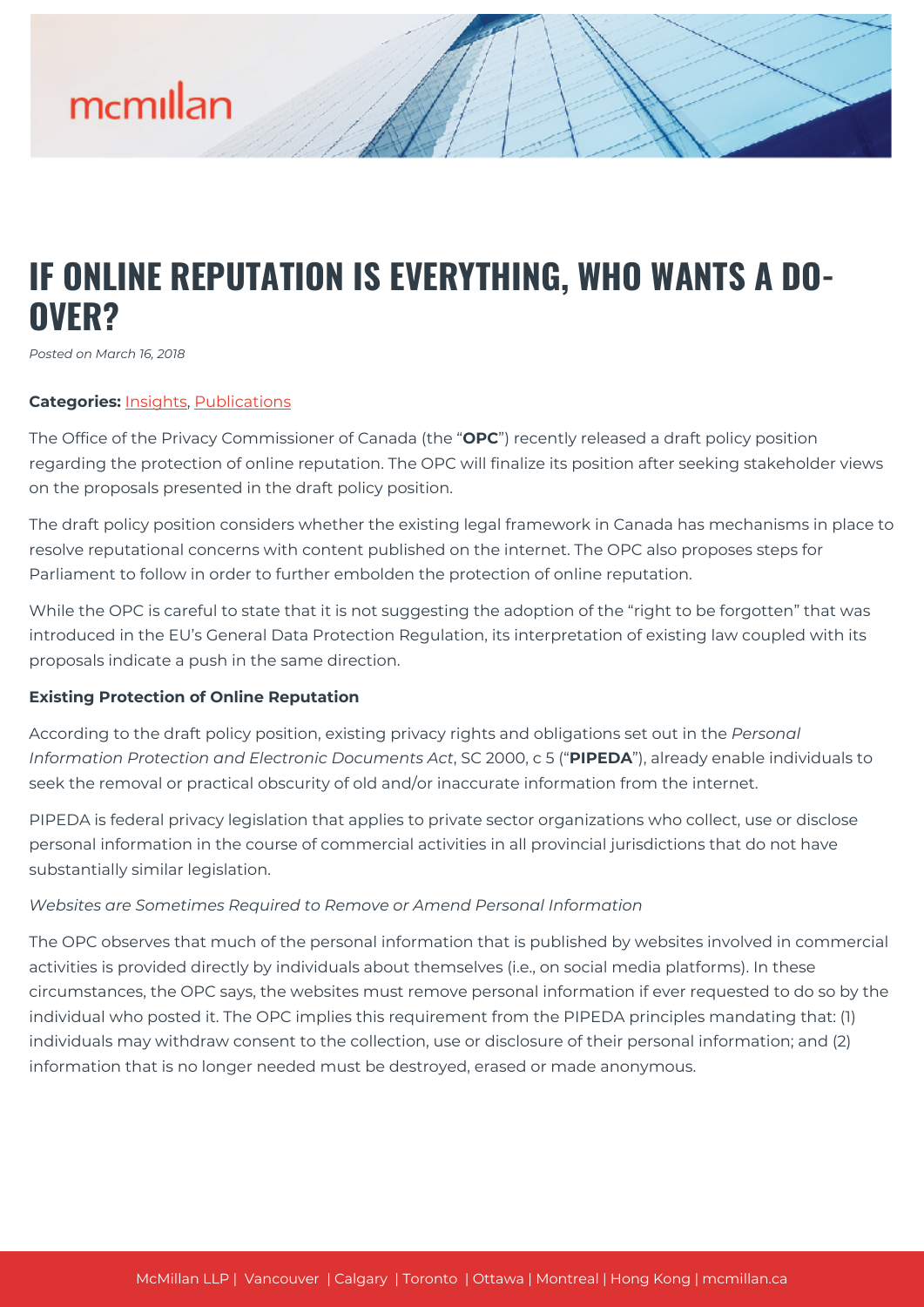# IF ONLINE REPUTATION IS EVERYTHING, WHO WANTS A DO-OVER?

*Posted on March 16, 2018*

**Categories:** Insights, Publications

The Office of the Privacy Commissioner of Canada (the "**OPC**") recently released a draft policy position regarding the protection of online reputation. The OPC will finalize its position after seeking stakeholder views on the proposals presented in the draft policy position.

The draft policy position considers whether the existing legal framework in Canada has mechanisms in place to resolve reputational concerns with content published on the internet. The OPC also proposes steps for Parliament to follow in order to further embolden the protection of online reputation.

While the OPC is careful to state that it is not suggesting the adoption of the "right to be forgotten" that was introduced in the EU's General Data Protection Regulation, its interpretation of existing law coupled with its proposals indicate a push in the same direction.

**Existing Protection of Online Reputation**

According to the draft policy position, existing privacy rights and obligations set out in the *Personal Information Protection and Electronic Documents Act*, SC 2000, c 5 ("**PIPEDA**"), already enable individuals to seek the removal or practical obscurity of old and/or inaccurate information from the internet.

PIPEDA is federal privacy legislation that applies to private sector organizations who collect, use or disclose personal information in the course of commercial activities in all provincial jurisdictions that do not have substantially similar legislation.

*Websites are Sometimes Required to Remove or Amend Personal Information*

The OPC observes that much of the personal information that is published by websites involved in commercial activities is provided directly by individuals about themselves (i.e., on social media platforms). In these circumstances, the OPC says, the websites must remove personal information if ever requested to do so by the individual who posted it. The OPC implies this requirement from the PIPEDA principles mandating that: (1) individuals may withdraw consent to the collection, use or disclosure of their personal information; and (2) information that is no longer needed must be destroyed, erased or made anonymous.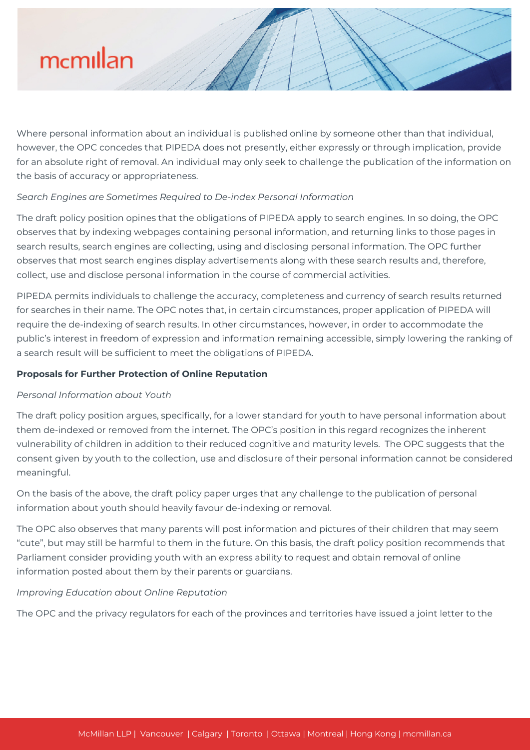Where personal information about an individual is published online by someone other than that individual, however, the OPC concedes that PIPEDA does not presently, either expressly or through implication, provide for an absolute right of removal. An individual may only seek to challenge the publication of the information on the basis of accuracy or appropriateness.

*Search Engines are Sometimes Required to De-index Personal Information*

The draft policy position opines that the obligations of PIPEDA apply to search engines. In so doing, the OPC observes that by indexing webpages containing personal information, and returning links to those pages in search results, search engines are collecting, using and disclosing personal information. The OPC further observes that most search engines display advertisements along with these search results and, therefore, collect, use and disclose personal information in the course of commercial activities.

PIPEDA permits individuals to challenge the accuracy, completeness and currency of search results returned for searches in their name. The OPC notes that, in certain circumstances, proper application of PIPEDA will require the de-indexing of search results. In other circumstances, however, in order to accommodate the public's interest in freedom of expression and information remaining accessible, simply lowering the ranking of a search result will be sufficient to meet the obligations of PIPEDA.

**Proposals for Further Protection of Online Reputation**

*Personal Information about Youth*

The draft policy position argues, specifically, for a lower standard for youth to have personal information about them de-indexed or removed from the internet. The OPC's position in this regard recognizes the inherent vulnerability of children in addition to their reduced cognitive and maturity levels. The OPC suggests that the consent given by youth to the collection, use and disclosure of their personal information cannot be considered meaningful.

On the basis of the above, the draft policy paper urges that any challenge to the publication of personal information about youth should heavily favour de-indexing or removal.

The OPC also observes that many parents will post information and pictures of their children that may seem "cute", but may still be harmful to them in the future. On this basis, the draft policy position recommends that Parliament consider providing youth with an express ability to request and obtain removal of online information posted about them by their parents or guardians.

*Improving Education about Online Reputation*

The OPC and the privacy regulators for each of the provinces and territories have issued a joint letter to the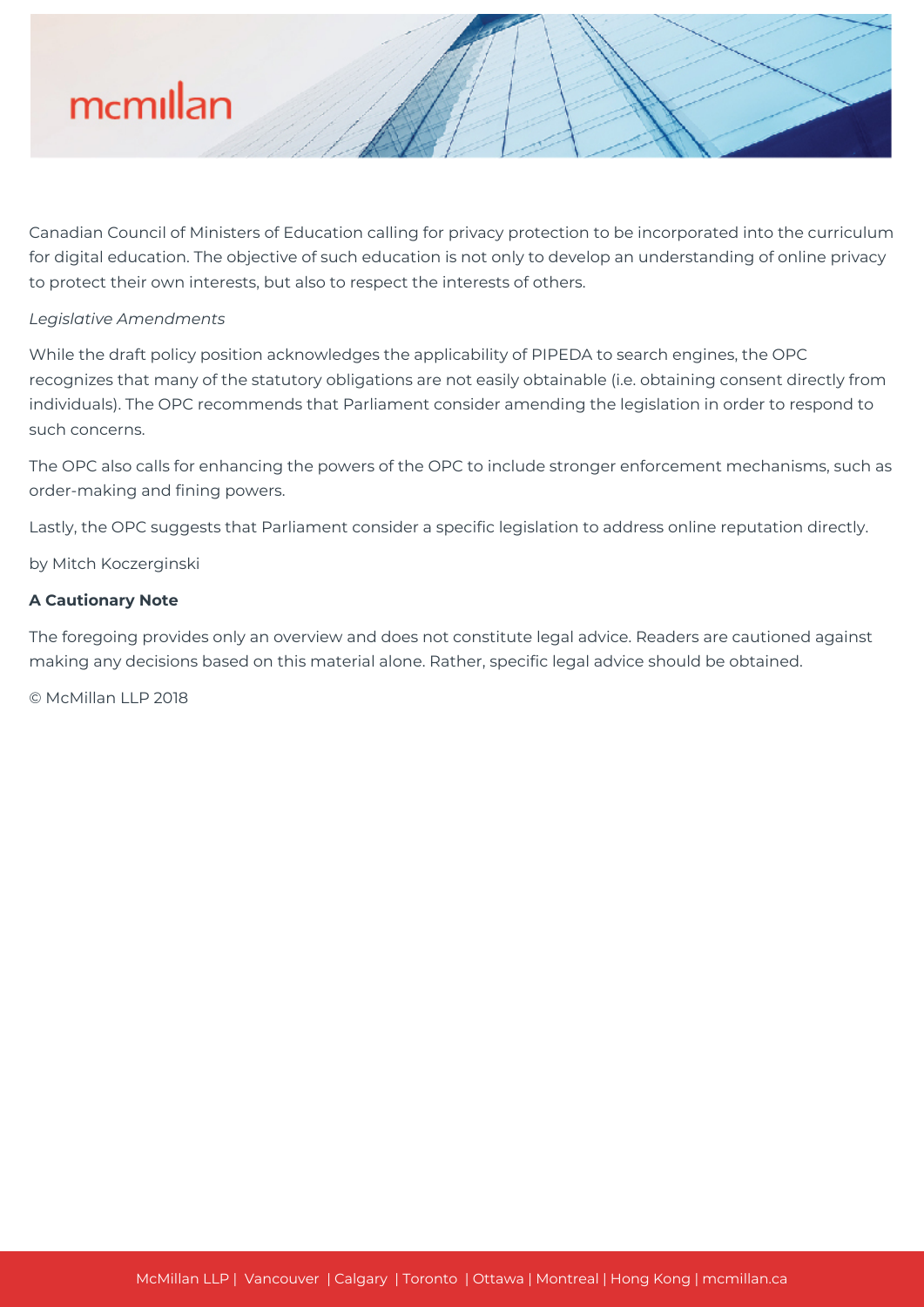Canadian Council of Ministers of Education calling for privacy protection to be incorporated into the curriculum for digital education. The objective of such education is not only to develop an understanding of online privacy to protect their own interests, but also to respect the interests of others.

*Legislative Amendments*

While the draft policy position acknowledges the applicability of PIPEDA to search engines, the OPC recognizes that many of the statutory obligations are not easily obtainable (i.e. obtaining consent directly from individuals). The OPC recommends that Parliament consider amending the legislation in order to respond to such concerns.

The OPC also calls for enhancing the powers of the OPC to include stronger enforcement mechanisms, such as order-making and fining powers.

Lastly, the OPC suggests that Parliament consider a specific legislation to address online reputation directly.

by Mitch Koczerginski

**A Cautionary Note**

The foregoing provides only an overview and does not constitute legal advice. Readers are cautioned against making any decisions based on this material alone. Rather, specific legal advice should be obtained.

© McMillan LLP 2018